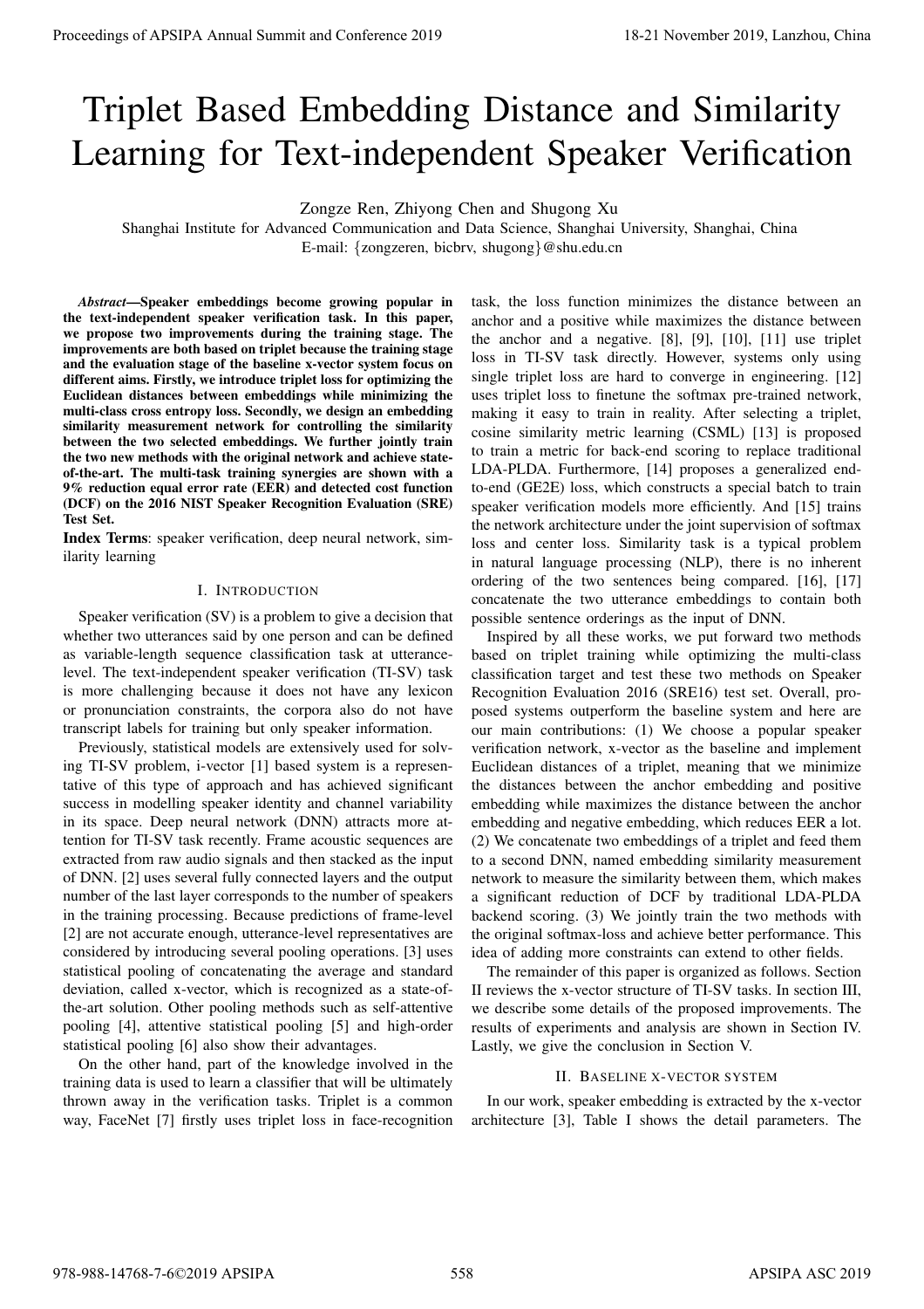# Triplet Based Embedding Distance and Similarity Learning for Text-independent Speaker Verification

Zongze Ren, Zhiyong Chen and Shugong Xu

Shanghai Institute for Advanced Communication and Data Science, Shanghai University, Shanghai, China

E-mail: {zongzeren, bicbrv, shugong}@shu.edu.cn

***Abstract*—Speaker embeddings become growing popular in the text-independent speaker verification task. In this paper, we propose two improvements during the training stage. The improvements are both based on triplet because the training stage and the evaluation stage of the baseline x-vector system focus on different aims. Firstly, we introduce triplet loss for optimizing the Euclidean distances between embeddings while minimizing the multi-class cross entropy loss. Secondly, we design an embedding similarity measurement network for controlling the similarity between the two selected embeddings. We further jointly train the two new methods with the original network and achieve state-of-the-art. The multi-task training synergies are shown with a 9% reduction equal error rate (EER) and detected cost function (DCF) on the 2016 NIST Speaker Recognition Evaluation (SRE) Test Set.**

**Index Terms**: speaker verification, deep neural network, similarity learning

## I. Introduction

Speaker verification (SV) is a problem to give a decision that whether two utterances said by one person and can be defined as variable-length sequence classification task at utterance-level. The text-independent speaker verification (TI-SV) task is more challenging because it does not have any lexicon or pronunciation constraints, the corpora also do not have transcript labels for training but only speaker information.

Previously, statistical models are extensively used for solving TI-SV problem, i-vector [1] based system is a representative of this type of approach and has achieved significant success in modelling speaker identity and channel variability in its space. Deep neural network (DNN) attracts more attention for TI-SV task recently. Frame acoustic sequences are extracted from raw audio signals and then stacked as the input of DNN. [2] uses several fully connected layers and the output number of the last layer corresponds to the number of speakers in the training processing. Because predictions of frame-level [2] are not accurate enough, utterance-level representatives are considered by introducing several pooling operations. [3] uses statistical pooling of concatenating the average and standard deviation, called x-vector, which is recognized as a state-of-the-art solution. Other pooling methods such as self-attentive pooling [4], attentive statistical pooling [5] and high-order statistical pooling [6] also show their advantages.

On the other hand, part of the knowledge involved in the training data is used to learn a classifier that will be ultimately thrown away in the verification tasks. Triplet is a common way, FaceNet [7] firstly uses triplet loss in face-recognition task, the loss function minimizes the distance between an anchor and a positive while maximizes the distance between the anchor and a negative. [8], [9], [10], [11] use triplet loss in TI-SV task directly. However, systems only using single triplet loss are hard to converge in engineering. [12] uses triplet loss to finetune the softmax pre-trained network, making it easy to train in reality. After selecting a triplet, cosine similarity metric learning (CSML) [13] is proposed to train a metric for back-end scoring to replace traditional LDA-PLDA. Furthermore, [14] proposes a generalized end-to-end (GE2E) loss, which constructs a special batch to train speaker verification models more efficiently. And [15] trains the network architecture under the joint supervision of softmax loss and center loss. Similarity task is a typical problem in natural language processing (NLP), there is no inherent ordering of the two sentences being compared. [16], [17] concatenate the two utterance embeddings to contain both possible sentence orderings as the input of DNN.

Inspired by all these works, we put forward two methods based on triplet training while optimizing the multi-class classification target and test these two methods on Speaker Recognition Evaluation 2016 (SRE16) test set. Overall, proposed systems outperform the baseline system and here are our main contributions: (1) We choose a popular speaker verification network, x-vector as the baseline and implement Euclidean distances of a triplet, meaning that we minimize the distances between the anchor embedding and positive embedding while maximizes the distance between the anchor embedding and negative embedding, which reduces EER a lot. (2) We concatenate two embeddings of a triplet and feed them to a second DNN, named embedding similarity measurement network to measure the similarity between them, which makes a significant reduction of DCF by traditional LDA-PLDA backend scoring. (3) We jointly train the two methods with the original softmax-loss and achieve better performance. This idea of adding more constraints can extend to other fields.

The remainder of this paper is organized as follows. Section II reviews the x-vector structure of TI-SV tasks. In section III, we describe some details of the proposed improvements. The results of experiments and analysis are shown in Section IV. Lastly, we give the conclusion in Section V.

## II. Baseline x-vector system

In our work, speaker embedding is extracted by the x-vector architecture [3], Table I shows the detail parameters. The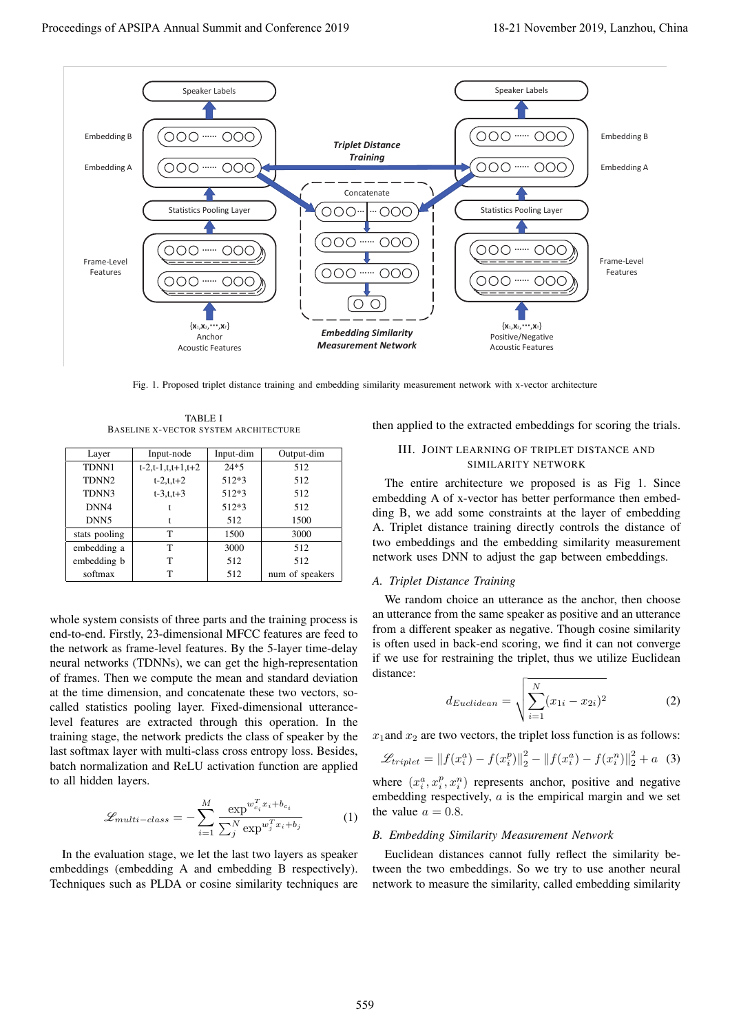Fig. 1. Proposed triplet distance training and embedding similarity measurement network with x-vector architecture

TABLE I
BASELINE X-VECTOR SYSTEM ARCHITECTURE

| Layer | Input-node | Input-dim | Output-dim |
|---|---|---|---|
| TDNN1 | t-2,t-1,t,t+1,t+2 | 24*5 | 512 |
| TDNN2 | t-2,t,t+2 | 512*3 | 512 |
| TDNN3 | t-3,t,t+3 | 512*3 | 512 |
| DNN4 | t | 512*3 | 512 |
| DNN5 | t | 512 | 1500 |
| stats pooling | T | 1500 | 3000 |
| embedding a | T | 3000 | 512 |
| embedding b | T | 512 | 512 |
| softmax | T | 512 | num of speakers |

whole system consists of three parts and the training process is end-to-end. Firstly, 23-dimensional MFCC features are feed to the network as frame-level features. By the 5-layer time-delay neural networks (TDNNs), we can get the high-representation of frames. Then we compute the mean and standard deviation at the time dimension, and concatenate these two vectors, so-called statistics pooling layer. Fixed-dimensional utterance-level features are extracted through this operation. In the training stage, the network predicts the class of speaker by the last softmax layer with multi-class cross entropy loss. Besides, batch normalization and ReLU activation function are applied to all hidden layers.

$$\mathscr{L}_{multi-class} = -\sum_{i=1}^{M} \frac{\exp^{w_{c_i}^T x_i + b_{c_i}}}{\sum_j^N \exp^{w_j^T x_i + b_j}} \tag{1}$$

In the evaluation stage, we let the last two layers as speaker embeddings (embedding A and embedding B respectively). Techniques such as PLDA or cosine similarity techniques are then applied to the extracted embeddings for scoring the trials.

## III. Joint Learning of Triplet Distance and Similarity Network

The entire architecture we proposed is as Fig 1. Since embedding A of x-vector has better performance then embedding B, we add some constraints at the layer of embedding A. Triplet distance training directly controls the distance of two embeddings and the embedding similarity measurement network uses DNN to adjust the gap between embeddings.

### *A. Triplet Distance Training*

We random choice an utterance as the anchor, then choose an utterance from the same speaker as positive and an utterance from a different speaker as negative. Though cosine similarity is often used in back-end scoring, we find it can not converge if we use for restraining the triplet, thus we utilize Euclidean distance:

$$d_{Euclidean} = \sqrt{\sum_{i=1}^{N} (x_{1i} - x_{2i})^2} \tag{2}$$

$x_1$and $x_2$ are two vectors, the triplet loss function is as follows:

$$\mathscr{L}_{triplet} = \|f(x_i^a) - f(x_i^p)\|_2^2 - \|f(x_i^a) - f(x_i^n)\|_2^2 + a \tag{3}$$

where $(x_i^a, x_i^p, x_i^n)$ represents anchor, positive and negative embedding respectively, $a$ is the empirical margin and we set the value $a = 0.8$.

### *B. Embedding Similarity Measurement Network*

Euclidean distances cannot fully reflect the similarity between the two embeddings. So we try to use another neural network to measure the similarity, called embedding similarity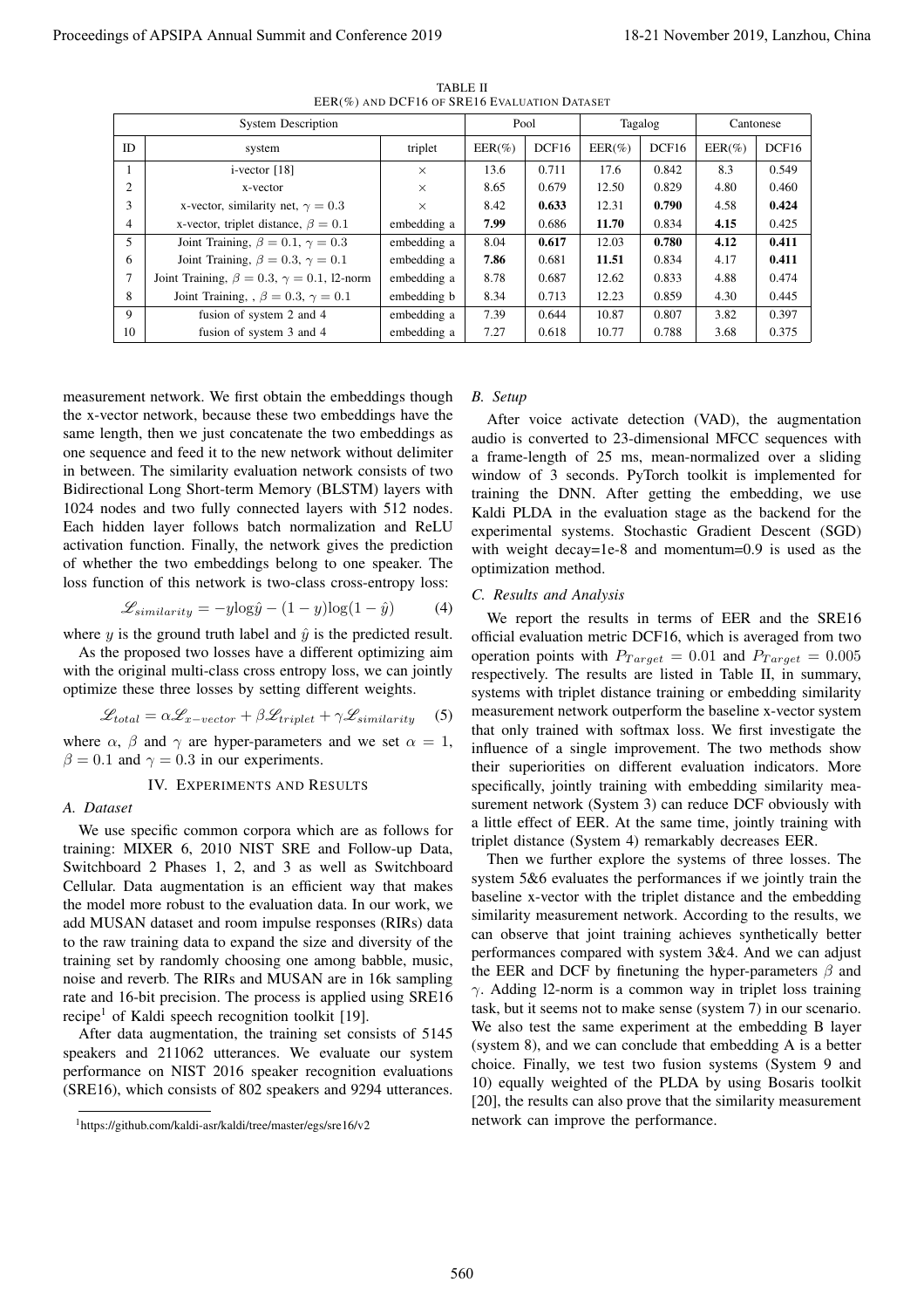TABLE II
EER(%) AND DCF16 OF SRE16 EVALUATION DATASET

| System Description | | | Pool | | Tagalog | | Cantonese | |
|---|---|---|---|---|---|---|---|---|
| ID | system | triplet | EER(%) | DCF16 | EER(%) | DCF16 | EER(%) | DCF16 |
| 1 | i-vector [18] | × | 13.6 | 0.711 | 17.6 | 0.842 | 8.3 | 0.549 |
| 2 | x-vector | × | 8.65 | 0.679 | 12.50 | 0.829 | 4.80 | 0.460 |
| 3 | x-vector, similarity net, $\gamma = 0.3$ | × | 8.42 | **0.633** | 12.31 | **0.790** | 4.58 | **0.424** |
| 4 | x-vector, triplet distance, $\beta = 0.1$ | embedding a | **7.99** | 0.686 | **11.70** | 0.834 | **4.15** | 0.425 |
| 5 | Joint Training, $\beta = 0.1$, $\gamma = 0.3$ | embedding a | 8.04 | **0.617** | 12.03 | **0.780** | **4.12** | **0.411** |
| 6 | Joint Training, $\beta = 0.3$, $\gamma = 0.1$ | embedding a | **7.86** | 0.681 | **11.51** | 0.834 | 4.17 | **0.411** |
| 7 | Joint Training, $\beta = 0.3$, $\gamma = 0.1$, l2-norm | embedding a | 8.78 | 0.687 | 12.62 | 0.833 | 4.88 | 0.474 |
| 8 | Joint Training, , $\beta = 0.3$, $\gamma = 0.1$ | embedding b | 8.34 | 0.713 | 12.23 | 0.859 | 4.30 | 0.445 |
| 9 | fusion of system 2 and 4 | embedding a | 7.39 | 0.644 | 10.87 | 0.807 | 3.82 | 0.397 |
| 10 | fusion of system 3 and 4 | embedding a | 7.27 | 0.618 | 10.77 | 0.788 | 3.68 | 0.375 |

measurement network. We first obtain the embeddings though the x-vector network, because these two embeddings have the same length, then we just concatenate the two embeddings as one sequence and feed it to the new network without delimiter in between. The similarity evaluation network consists of two Bidirectional Long Short-term Memory (BLSTM) layers with 1024 nodes and two fully connected layers with 512 nodes. Each hidden layer follows batch normalization and ReLU activation function. Finally, the network gives the prediction of whether the two embeddings belong to one speaker. The loss function of this network is two-class cross-entropy loss:

$$\mathscr{L}_{similarity} = -y\log\hat{y} - (1-y)\log(1-\hat{y}) \qquad (4)$$

where $y$ is the ground truth label and $\hat{y}$ is the predicted result.

As the proposed two losses have a different optimizing aim with the original multi-class cross entropy loss, we can jointly optimize these three losses by setting different weights.

$$\mathscr{L}_{total} = \alpha\mathscr{L}_{x-vector} + \beta\mathscr{L}_{triplet} + \gamma\mathscr{L}_{similarity} \qquad (5)$$

where $\alpha$, $\beta$ and $\gamma$ are hyper-parameters and we set $\alpha = 1$, $\beta = 0.1$ and $\gamma = 0.3$ in our experiments.

## IV. Experiments and Results

### A. Dataset

We use specific common corpora which are as follows for training: MIXER 6, 2010 NIST SRE and Follow-up Data, Switchboard 2 Phases 1, 2, and 3 as well as Switchboard Cellular. Data augmentation is an efficient way that makes the model more robust to the evaluation data. In our work, we add MUSAN dataset and room impulse responses (RIRs) data to the raw training data to expand the size and diversity of the training set by randomly choosing one among babble, music, noise and reverb. The RIRs and MUSAN are in 16k sampling rate and 16-bit precision. The process is applied using SRE16 recipe[1] of Kaldi speech recognition toolkit [19].

After data augmentation, the training set consists of 5145 speakers and 211062 utterances. We evaluate our system performance on NIST 2016 speaker recognition evaluations (SRE16), which consists of 802 speakers and 9294 utterances.

[1] https://github.com/kaldi-asr/kaldi/tree/master/egs/sre16/v2

### B. Setup

After voice activate detection (VAD), the augmentation audio is converted to 23-dimensional MFCC sequences with a frame-length of 25 ms, mean-normalized over a sliding window of 3 seconds. PyTorch toolkit is implemented for training the DNN. After getting the embedding, we use Kaldi PLDA in the evaluation stage as the backend for the experimental systems. Stochastic Gradient Descent (SGD) with weight decay=1e-8 and momentum=0.9 is used as the optimization method.

### C. Results and Analysis

We report the results in terms of EER and the SRE16 official evaluation metric DCF16, which is averaged from two operation points with $P_{Target} = 0.01$ and $P_{Target} = 0.005$ respectively. The results are listed in Table II, in summary, systems with triplet distance training or embedding similarity measurement network outperform the baseline x-vector system that only trained with softmax loss. We first investigate the influence of a single improvement. The two methods show their superiorities on different evaluation indicators. More specifically, jointly training with embedding similarity measurement network (System 3) can reduce DCF obviously with a little effect of EER. At the same time, jointly training with triplet distance (System 4) remarkably decreases EER.

Then we further explore the systems of three losses. The system 5&6 evaluates the performances if we jointly train the baseline x-vector with the triplet distance and the embedding similarity measurement network. According to the results, we can observe that joint training achieves synthetically better performances compared with system 3&4. And we can adjust the EER and DCF by finetuning the hyper-parameters $\beta$ and $\gamma$. Adding l2-norm is a common way in triplet loss training task, but it seems not to make sense (system 7) in our scenario. We also test the same experiment at the embedding B layer (system 8), and we can conclude that embedding A is a better choice. Finally, we test two fusion systems (System 9 and 10) equally weighted of the PLDA by using Bosaris toolkit [20], the results can also prove that the similarity measurement network can improve the performance.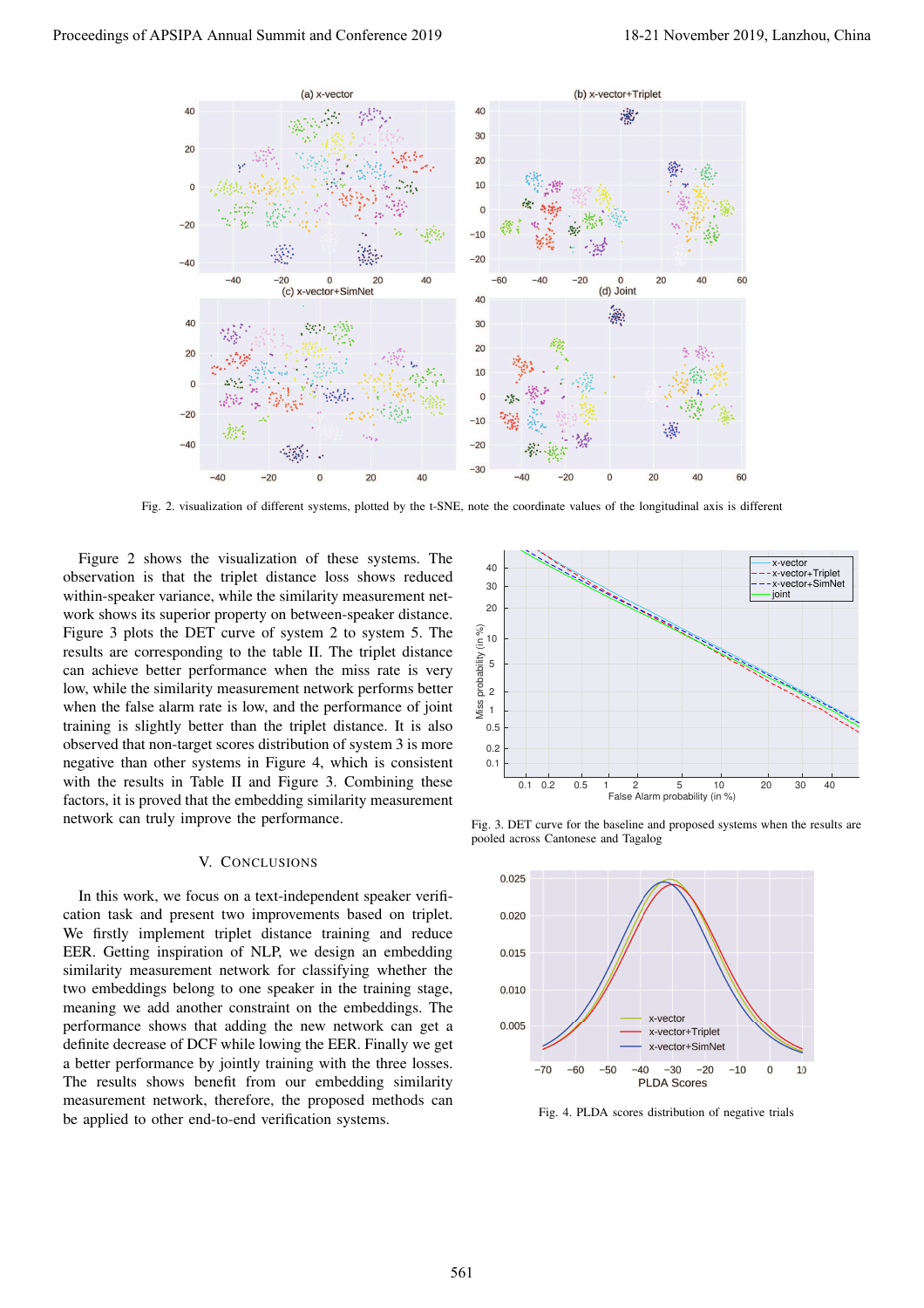Fig. 2. visualization of different systems, plotted by the t-SNE, note the coordinate values of the longitudinal axis is different

Figure 2 shows the visualization of these systems. The observation is that the triplet distance loss shows reduced within-speaker variance, while the similarity measurement network shows its superior property on between-speaker distance. Figure 3 plots the DET curve of system 2 to system 5. The results are corresponding to the table II. The triplet distance can achieve better performance when the miss rate is very low, while the similarity measurement network performs better when the false alarm rate is low, and the performance of joint training is slightly better than the triplet distance. It is also observed that non-target scores distribution of system 3 is more negative than other systems in Figure 4, which is consistent with the results in Table II and Figure 3. Combining these factors, it is proved that the embedding similarity measurement network can truly improve the performance.

Fig. 3. DET curve for the baseline and proposed systems when the results are pooled across Cantonese and Tagalog

Fig. 4. PLDA scores distribution of negative trials

## V. Conclusions

In this work, we focus on a text-independent speaker verification task and present two improvements based on triplet. We firstly implement triplet distance training and reduce EER. Getting inspiration of NLP, we design an embedding similarity measurement network for classifying whether the two embeddings belong to one speaker in the training stage, meaning we add another constraint on the embeddings. The performance shows that adding the new network can get a definite decrease of DCF while lowing the EER. Finally we get a better performance by jointly training with the three losses. The results shows benefit from our embedding similarity measurement network, therefore, the proposed methods can be applied to other end-to-end verification systems.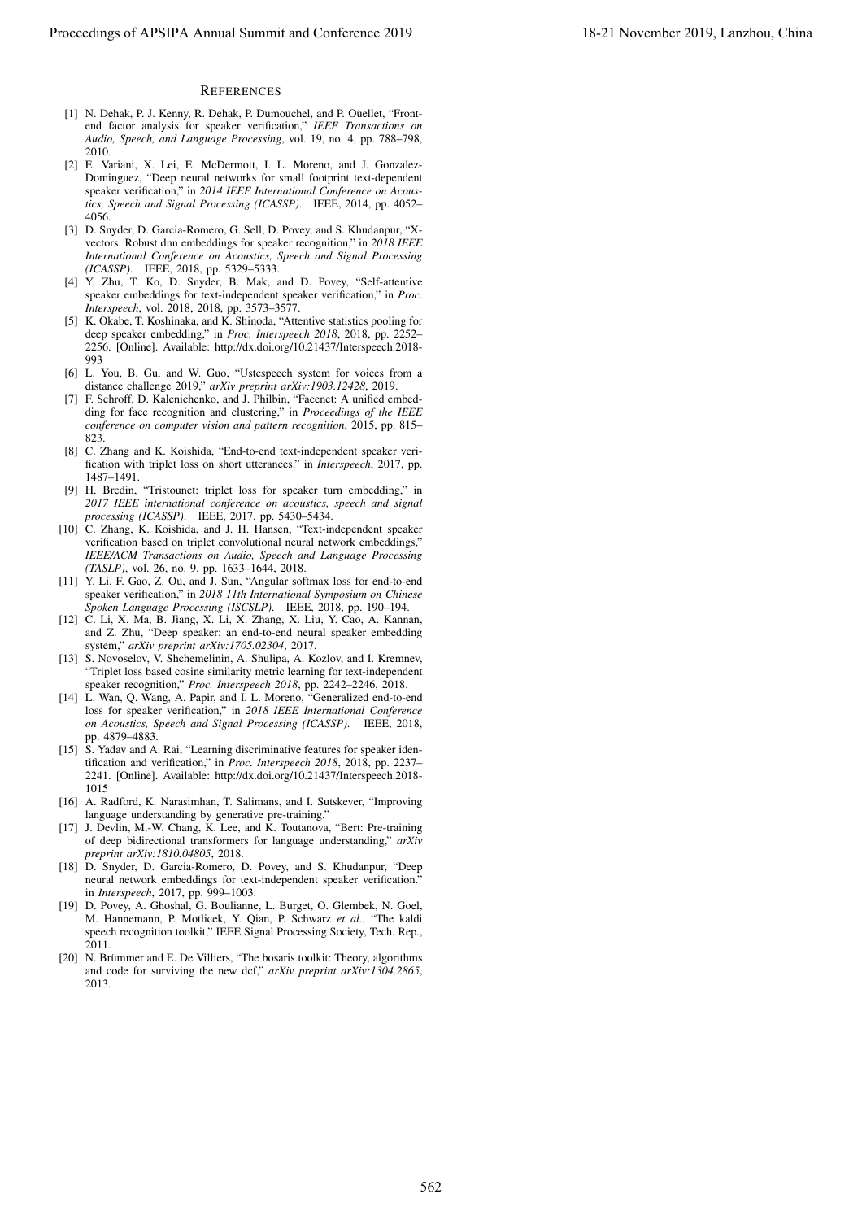# References

[1] N. Dehak, P. J. Kenny, R. Dehak, P. Dumouchel, and P. Ouellet, "Front-end factor analysis for speaker verification," *IEEE Transactions on Audio, Speech, and Language Processing*, vol. 19, no. 4, pp. 788–798, 2010.

[2] E. Variani, X. Lei, E. McDermott, I. L. Moreno, and J. Gonzalez-Dominguez, "Deep neural networks for small footprint text-dependent speaker verification," in *2014 IEEE International Conference on Acoustics, Speech and Signal Processing (ICASSP)*. IEEE, 2014, pp. 4052–4056.

[3] D. Snyder, D. Garcia-Romero, G. Sell, D. Povey, and S. Khudanpur, "X-vectors: Robust dnn embeddings for speaker recognition," in *2018 IEEE International Conference on Acoustics, Speech and Signal Processing (ICASSP)*. IEEE, 2018, pp. 5329–5333.

[4] Y. Zhu, T. Ko, D. Snyder, B. Mak, and D. Povey, "Self-attentive speaker embeddings for text-independent speaker verification," in *Proc. Interspeech*, vol. 2018, 2018, pp. 3573–3577.

[5] K. Okabe, T. Koshinaka, and K. Shinoda, "Attentive statistics pooling for deep speaker embedding," in *Proc. Interspeech 2018*, 2018, pp. 2252–2256. [Online]. Available: http://dx.doi.org/10.21437/Interspeech.2018-993

[6] L. You, B. Gu, and W. Guo, "Ustcspeech system for voices from a distance challenge 2019," *arXiv preprint arXiv:1903.12428*, 2019.

[7] F. Schroff, D. Kalenichenko, and J. Philbin, "Facenet: A unified embedding for face recognition and clustering," in *Proceedings of the IEEE conference on computer vision and pattern recognition*, 2015, pp. 815–823.

[8] C. Zhang and K. Koishida, "End-to-end text-independent speaker verification with triplet loss on short utterances." in *Interspeech*, 2017, pp. 1487–1491.

[9] H. Bredin, "Tristounet: triplet loss for speaker turn embedding," in *2017 IEEE international conference on acoustics, speech and signal processing (ICASSP)*. IEEE, 2017, pp. 5430–5434.

[10] C. Zhang, K. Koishida, and J. H. Hansen, "Text-independent speaker verification based on triplet convolutional neural network embeddings," *IEEE/ACM Transactions on Audio, Speech and Language Processing (TASLP)*, vol. 26, no. 9, pp. 1633–1644, 2018.

[11] Y. Li, F. Gao, Z. Ou, and J. Sun, "Angular softmax loss for end-to-end speaker verification," in *2018 11th International Symposium on Chinese Spoken Language Processing (ISCSLP)*. IEEE, 2018, pp. 190–194.

[12] C. Li, X. Ma, B. Jiang, X. Li, X. Zhang, X. Liu, Y. Cao, A. Kannan, and Z. Zhu, "Deep speaker: an end-to-end neural speaker embedding system," *arXiv preprint arXiv:1705.02304*, 2017.

[13] S. Novoselov, V. Shchemelinin, A. Shulipa, A. Kozlov, and I. Kremnev, "Triplet loss based cosine similarity metric learning for text-independent speaker recognition," *Proc. Interspeech 2018*, pp. 2242–2246, 2018.

[14] L. Wan, Q. Wang, A. Papir, and I. L. Moreno, "Generalized end-to-end loss for speaker verification," in *2018 IEEE International Conference on Acoustics, Speech and Signal Processing (ICASSP)*. IEEE, 2018, pp. 4879–4883.

[15] S. Yadav and A. Rai, "Learning discriminative features for speaker identification and verification," in *Proc. Interspeech 2018*, 2018, pp. 2237–2241. [Online]. Available: http://dx.doi.org/10.21437/Interspeech.2018-1015

[16] A. Radford, K. Narasimhan, T. Salimans, and I. Sutskever, "Improving language understanding by generative pre-training."

[17] J. Devlin, M.-W. Chang, K. Lee, and K. Toutanova, "Bert: Pre-training of deep bidirectional transformers for language understanding," *arXiv preprint arXiv:1810.04805*, 2018.

[18] D. Snyder, D. Garcia-Romero, D. Povey, and S. Khudanpur, "Deep neural network embeddings for text-independent speaker verification." in *Interspeech*, 2017, pp. 999–1003.

[19] D. Povey, A. Ghoshal, G. Boulianne, L. Burget, O. Glembek, N. Goel, M. Hannemann, P. Motlicek, Y. Qian, P. Schwarz *et al.*, "The kaldi speech recognition toolkit," IEEE Signal Processing Society, Tech. Rep., 2011.

[20] N. Brümmer and E. De Villiers, "The bosaris toolkit: Theory, algorithms and code for surviving the new dcf," *arXiv preprint arXiv:1304.2865*, 2013.